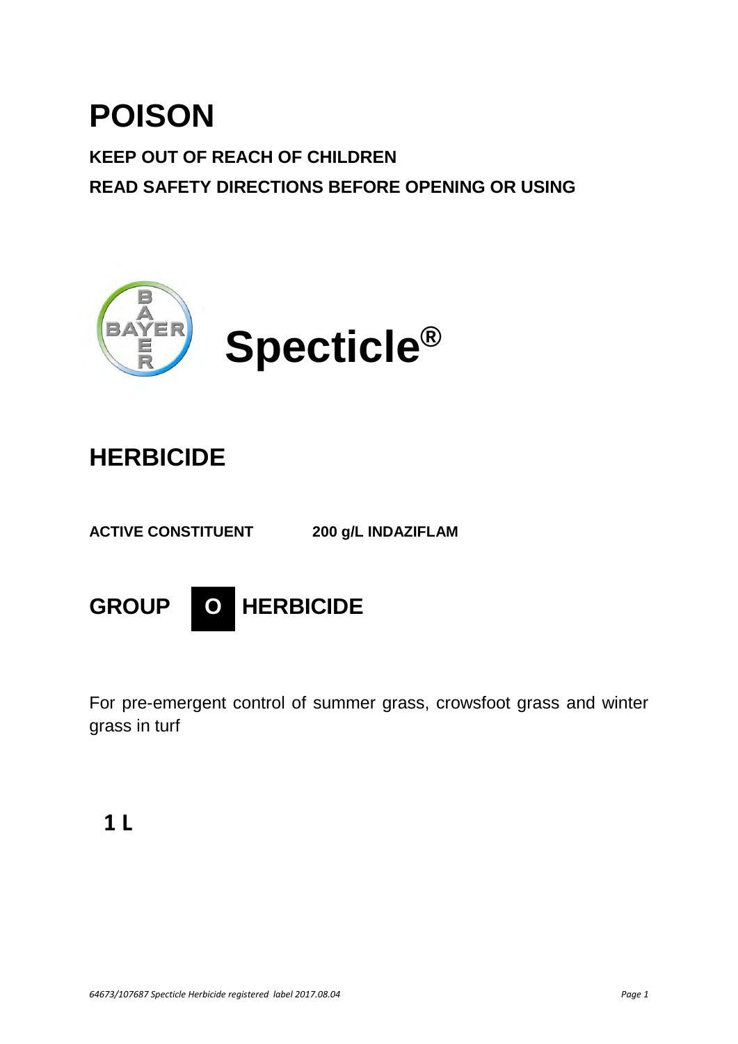# POISON

**KEEP OUT OF REACH OF CHILDREN**

**READ SAFETY DIRECTIONS BEFORE OPENING OR USING**

# Specticle®

## HERBICIDE

**ACTIVE CONSTITUENT 200 g/L INDAZIFLAM**

## GROUP O HERBICIDE

For pre-emergent control of summer grass, crowsfoot grass and winter grass in turf

**1 L**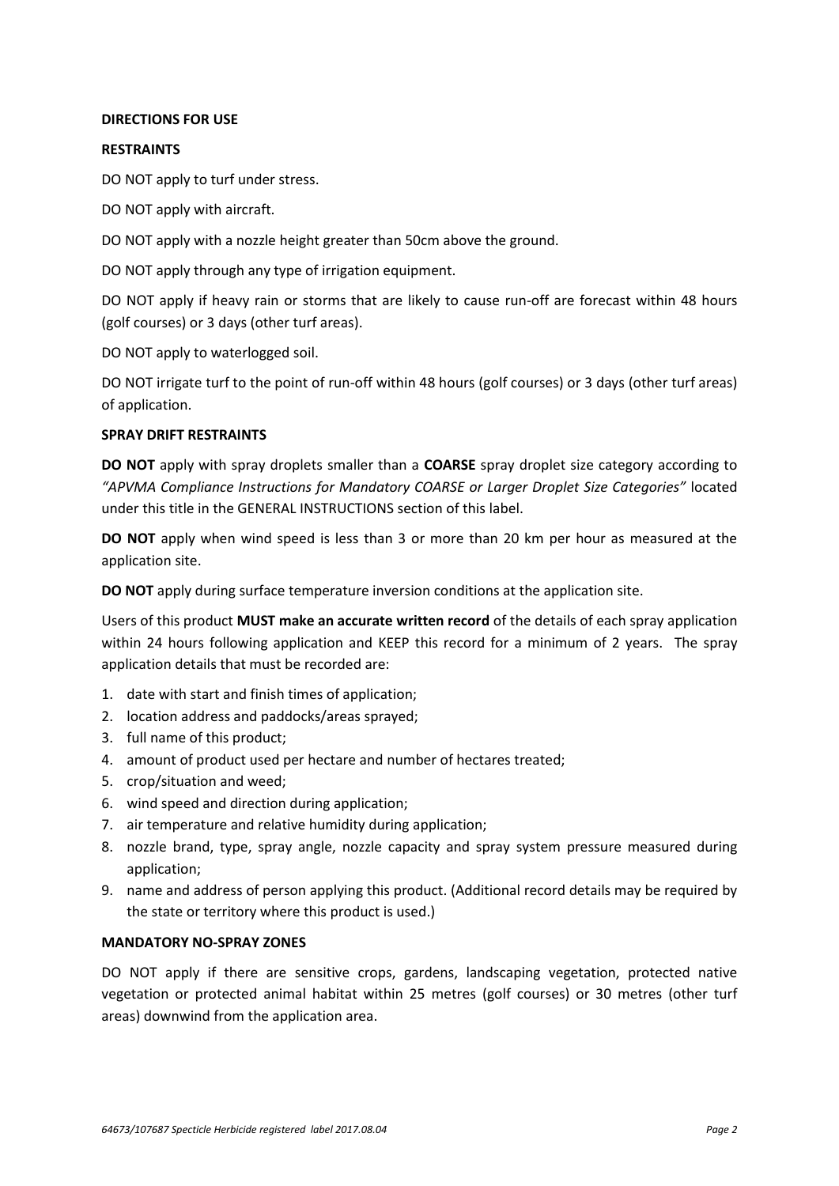**DIRECTIONS FOR USE**

**RESTRAINTS**

DO NOT apply to turf under stress.

DO NOT apply with aircraft.

DO NOT apply with a nozzle height greater than 50cm above the ground.

DO NOT apply through any type of irrigation equipment.

DO NOT apply if heavy rain or storms that are likely to cause run-off are forecast within 48 hours (golf courses) or 3 days (other turf areas).

DO NOT apply to waterlogged soil.

DO NOT irrigate turf to the point of run-off within 48 hours (golf courses) or 3 days (other turf areas) of application.

**SPRAY DRIFT RESTRAINTS**

**DO NOT** apply with spray droplets smaller than a **COARSE** spray droplet size category according to *"APVMA Compliance Instructions for Mandatory COARSE or Larger Droplet Size Categories"* located under this title in the GENERAL INSTRUCTIONS section of this label.

**DO NOT** apply when wind speed is less than 3 or more than 20 km per hour as measured at the application site.

**DO NOT** apply during surface temperature inversion conditions at the application site.

Users of this product **MUST make an accurate written record** of the details of each spray application within 24 hours following application and KEEP this record for a minimum of 2 years. The spray application details that must be recorded are:

1. date with start and finish times of application;
2. location address and paddocks/areas sprayed;
3. full name of this product;
4. amount of product used per hectare and number of hectares treated;
5. crop/situation and weed;
6. wind speed and direction during application;
7. air temperature and relative humidity during application;
8. nozzle brand, type, spray angle, nozzle capacity and spray system pressure measured during application;
9. name and address of person applying this product. (Additional record details may be required by the state or territory where this product is used.)

**MANDATORY NO-SPRAY ZONES**

DO NOT apply if there are sensitive crops, gardens, landscaping vegetation, protected native vegetation or protected animal habitat within 25 metres (golf courses) or 30 metres (other turf areas) downwind from the application area.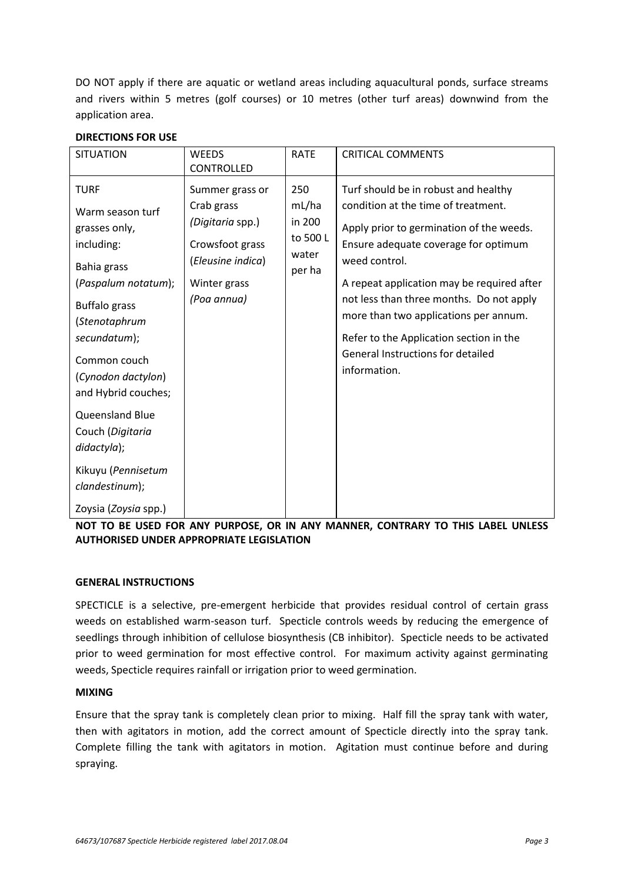DO NOT apply if there are aquatic or wetland areas including aquacultural ponds, surface streams and rivers within 5 metres (golf courses) or 10 metres (other turf areas) downwind from the application area.

**DIRECTIONS FOR USE**

| SITUATION | WEEDS CONTROLLED | RATE | CRITICAL COMMENTS |
|---|---|---|---|
| TURF<br><br>Warm season turf grasses only, including:<br><br>Bahia grass (*Paspalum notatum*);<br><br>Buffalo grass (*Stenotaphrum secundatum*);<br><br>Common couch (*Cynodon dactylon*) and Hybrid couches;<br><br>Queensland Blue Couch (*Digitaria didactyla*);<br><br>Kikuyu (*Pennisetum clandestinum*);<br><br>Zoysia (*Zoysia* spp.) | Summer grass or Crab grass *(Digitaria* spp.)<br><br>Crowsfoot grass (*Eleusine indica*)<br><br>Winter grass *(Poa annua)* | 250 mL/ha in 200 to 500 L water per ha | Turf should be in robust and healthy condition at the time of treatment.<br><br>Apply prior to germination of the weeds. Ensure adequate coverage for optimum weed control.<br><br>A repeat application may be required after not less than three months. Do not apply more than two applications per annum.<br><br>Refer to the Application section in the General Instructions for detailed information. |

**NOT TO BE USED FOR ANY PURPOSE, OR IN ANY MANNER, CONTRARY TO THIS LABEL UNLESS AUTHORISED UNDER APPROPRIATE LEGISLATION**

**GENERAL INSTRUCTIONS**

SPECTICLE is a selective, pre-emergent herbicide that provides residual control of certain grass weeds on established warm-season turf. Specticle controls weeds by reducing the emergence of seedlings through inhibition of cellulose biosynthesis (CB inhibitor). Specticle needs to be activated prior to weed germination for most effective control. For maximum activity against germinating weeds, Specticle requires rainfall or irrigation prior to weed germination.

**MIXING**

Ensure that the spray tank is completely clean prior to mixing. Half fill the spray tank with water, then with agitators in motion, add the correct amount of Specticle directly into the spray tank. Complete filling the tank with agitators in motion. Agitation must continue before and during spraying.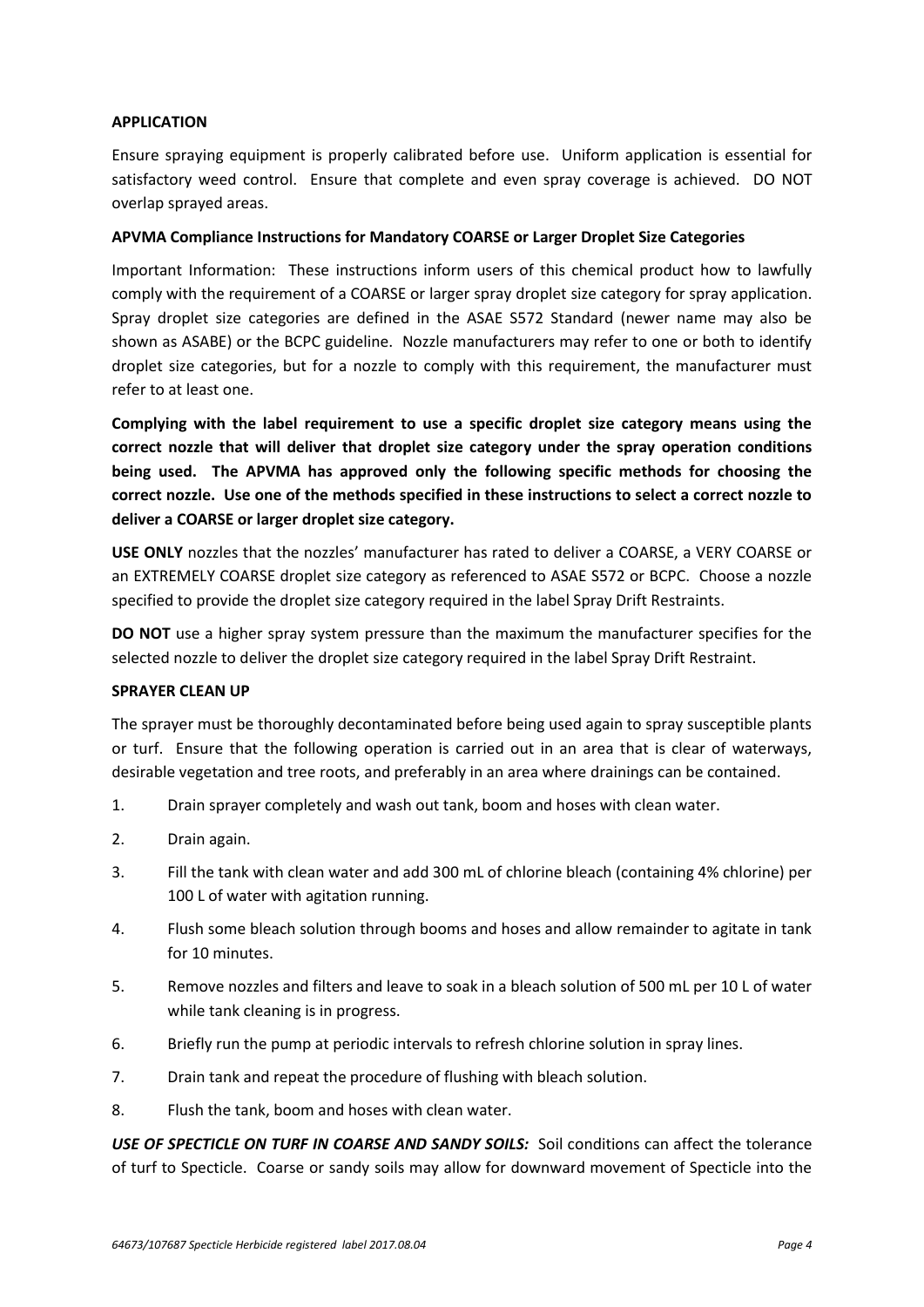**APPLICATION**

Ensure spraying equipment is properly calibrated before use. Uniform application is essential for satisfactory weed control. Ensure that complete and even spray coverage is achieved. DO NOT overlap sprayed areas.

**APVMA Compliance Instructions for Mandatory COARSE or Larger Droplet Size Categories**

Important Information: These instructions inform users of this chemical product how to lawfully comply with the requirement of a COARSE or larger spray droplet size category for spray application. Spray droplet size categories are defined in the ASAE S572 Standard (newer name may also be shown as ASABE) or the BCPC guideline. Nozzle manufacturers may refer to one or both to identify droplet size categories, but for a nozzle to comply with this requirement, the manufacturer must refer to at least one.

**Complying with the label requirement to use a specific droplet size category means using the correct nozzle that will deliver that droplet size category under the spray operation conditions being used. The APVMA has approved only the following specific methods for choosing the correct nozzle. Use one of the methods specified in these instructions to select a correct nozzle to deliver a COARSE or larger droplet size category.**

**USE ONLY** nozzles that the nozzles' manufacturer has rated to deliver a COARSE, a VERY COARSE or an EXTREMELY COARSE droplet size category as referenced to ASAE S572 or BCPC. Choose a nozzle specified to provide the droplet size category required in the label Spray Drift Restraints.

**DO NOT** use a higher spray system pressure than the maximum the manufacturer specifies for the selected nozzle to deliver the droplet size category required in the label Spray Drift Restraint.

**SPRAYER CLEAN UP**

The sprayer must be thoroughly decontaminated before being used again to spray susceptible plants or turf. Ensure that the following operation is carried out in an area that is clear of waterways, desirable vegetation and tree roots, and preferably in an area where drainings can be contained.

1. Drain sprayer completely and wash out tank, boom and hoses with clean water.
2. Drain again.
3. Fill the tank with clean water and add 300 mL of chlorine bleach (containing 4% chlorine) per 100 L of water with agitation running.
4. Flush some bleach solution through booms and hoses and allow remainder to agitate in tank for 10 minutes.
5. Remove nozzles and filters and leave to soak in a bleach solution of 500 mL per 10 L of water while tank cleaning is in progress.
6. Briefly run the pump at periodic intervals to refresh chlorine solution in spray lines.
7. Drain tank and repeat the procedure of flushing with bleach solution.
8. Flush the tank, boom and hoses with clean water.

***USE OF SPECTICLE ON TURF IN COARSE AND SANDY SOILS:*** Soil conditions can affect the tolerance of turf to Specticle. Coarse or sandy soils may allow for downward movement of Specticle into the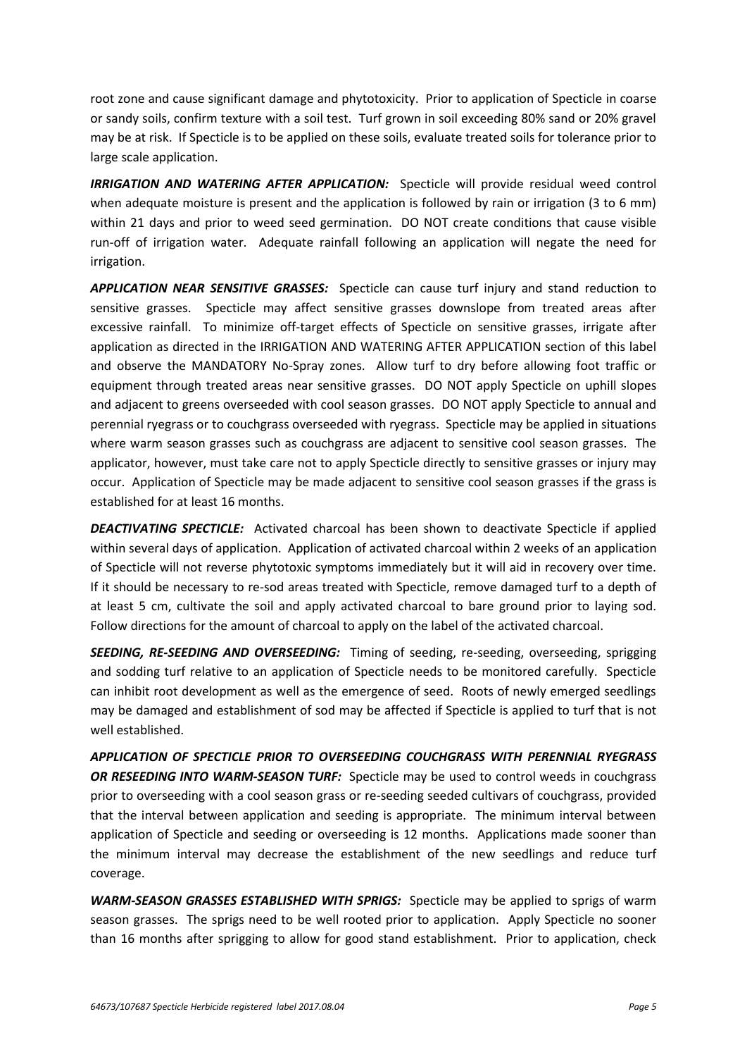root zone and cause significant damage and phytotoxicity. Prior to application of Specticle in coarse or sandy soils, confirm texture with a soil test. Turf grown in soil exceeding 80% sand or 20% gravel may be at risk. If Specticle is to be applied on these soils, evaluate treated soils for tolerance prior to large scale application.

***IRRIGATION AND WATERING AFTER APPLICATION:*** Specticle will provide residual weed control when adequate moisture is present and the application is followed by rain or irrigation (3 to 6 mm) within 21 days and prior to weed seed germination. DO NOT create conditions that cause visible run-off of irrigation water. Adequate rainfall following an application will negate the need for irrigation.

***APPLICATION NEAR SENSITIVE GRASSES:*** Specticle can cause turf injury and stand reduction to sensitive grasses. Specticle may affect sensitive grasses downslope from treated areas after excessive rainfall. To minimize off-target effects of Specticle on sensitive grasses, irrigate after application as directed in the IRRIGATION AND WATERING AFTER APPLICATION section of this label and observe the MANDATORY No-Spray zones. Allow turf to dry before allowing foot traffic or equipment through treated areas near sensitive grasses. DO NOT apply Specticle on uphill slopes and adjacent to greens overseeded with cool season grasses. DO NOT apply Specticle to annual and perennial ryegrass or to couchgrass overseeded with ryegrass. Specticle may be applied in situations where warm season grasses such as couchgrass are adjacent to sensitive cool season grasses. The applicator, however, must take care not to apply Specticle directly to sensitive grasses or injury may occur. Application of Specticle may be made adjacent to sensitive cool season grasses if the grass is established for at least 16 months.

***DEACTIVATING SPECTICLE:*** Activated charcoal has been shown to deactivate Specticle if applied within several days of application. Application of activated charcoal within 2 weeks of an application of Specticle will not reverse phytotoxic symptoms immediately but it will aid in recovery over time. If it should be necessary to re-sod areas treated with Specticle, remove damaged turf to a depth of at least 5 cm, cultivate the soil and apply activated charcoal to bare ground prior to laying sod. Follow directions for the amount of charcoal to apply on the label of the activated charcoal.

***SEEDING, RE-SEEDING AND OVERSEEDING:*** Timing of seeding, re-seeding, overseeding, sprigging and sodding turf relative to an application of Specticle needs to be monitored carefully. Specticle can inhibit root development as well as the emergence of seed. Roots of newly emerged seedlings may be damaged and establishment of sod may be affected if Specticle is applied to turf that is not well established.

***APPLICATION OF SPECTICLE PRIOR TO OVERSEEDING COUCHGRASS WITH PERENNIAL RYEGRASS OR RESEEDING INTO WARM-SEASON TURF:*** Specticle may be used to control weeds in couchgrass prior to overseeding with a cool season grass or re-seeding seeded cultivars of couchgrass, provided that the interval between application and seeding is appropriate. The minimum interval between application of Specticle and seeding or overseeding is 12 months. Applications made sooner than the minimum interval may decrease the establishment of the new seedlings and reduce turf coverage.

***WARM-SEASON GRASSES ESTABLISHED WITH SPRIGS:*** Specticle may be applied to sprigs of warm season grasses. The sprigs need to be well rooted prior to application. Apply Specticle no sooner than 16 months after sprigging to allow for good stand establishment. Prior to application, check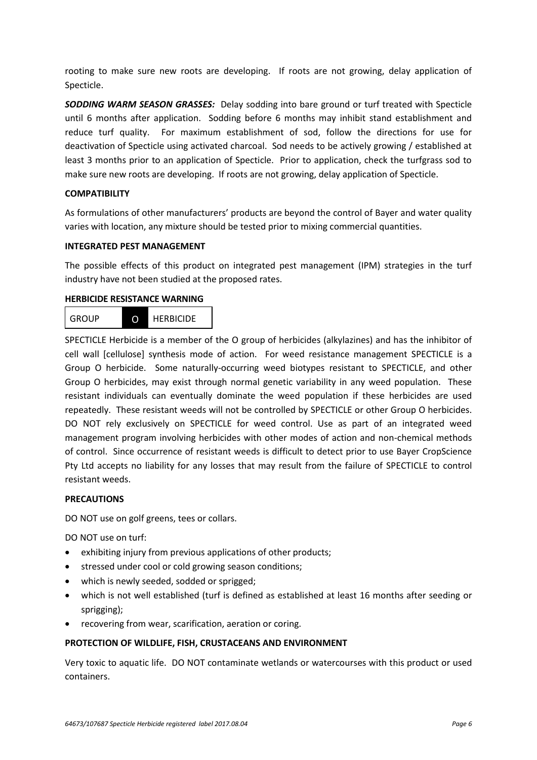rooting to make sure new roots are developing. If roots are not growing, delay application of Specticle.

***SODDING WARM SEASON GRASSES:*** Delay sodding into bare ground or turf treated with Specticle until 6 months after application. Sodding before 6 months may inhibit stand establishment and reduce turf quality. For maximum establishment of sod, follow the directions for use for deactivation of Specticle using activated charcoal. Sod needs to be actively growing / established at least 3 months prior to an application of Specticle. Prior to application, check the turfgrass sod to make sure new roots are developing. If roots are not growing, delay application of Specticle.

**COMPATIBILITY**

As formulations of other manufacturers' products are beyond the control of Bayer and water quality varies with location, any mixture should be tested prior to mixing commercial quantities.

**INTEGRATED PEST MANAGEMENT**

The possible effects of this product on integrated pest management (IPM) strategies in the turf industry have not been studied at the proposed rates.

**HERBICIDE RESISTANCE WARNING**

| GROUP | O | HERBICIDE |
|---|---|---|

SPECTICLE Herbicide is a member of the O group of herbicides (alkylazines) and has the inhibitor of cell wall [cellulose] synthesis mode of action. For weed resistance management SPECTICLE is a Group O herbicide. Some naturally-occurring weed biotypes resistant to SPECTICLE, and other Group O herbicides, may exist through normal genetic variability in any weed population. These resistant individuals can eventually dominate the weed population if these herbicides are used repeatedly. These resistant weeds will not be controlled by SPECTICLE or other Group O herbicides. DO NOT rely exclusively on SPECTICLE for weed control. Use as part of an integrated weed management program involving herbicides with other modes of action and non-chemical methods of control. Since occurrence of resistant weeds is difficult to detect prior to use Bayer CropScience Pty Ltd accepts no liability for any losses that may result from the failure of SPECTICLE to control resistant weeds.

**PRECAUTIONS**

DO NOT use on golf greens, tees or collars.

DO NOT use on turf:

- exhibiting injury from previous applications of other products;
- stressed under cool or cold growing season conditions;
- which is newly seeded, sodded or sprigged;
- which is not well established (turf is defined as established at least 16 months after seeding or sprigging);
- recovering from wear, scarification, aeration or coring.

**PROTECTION OF WILDLIFE, FISH, CRUSTACEANS AND ENVIRONMENT**

Very toxic to aquatic life. DO NOT contaminate wetlands or watercourses with this product or used containers.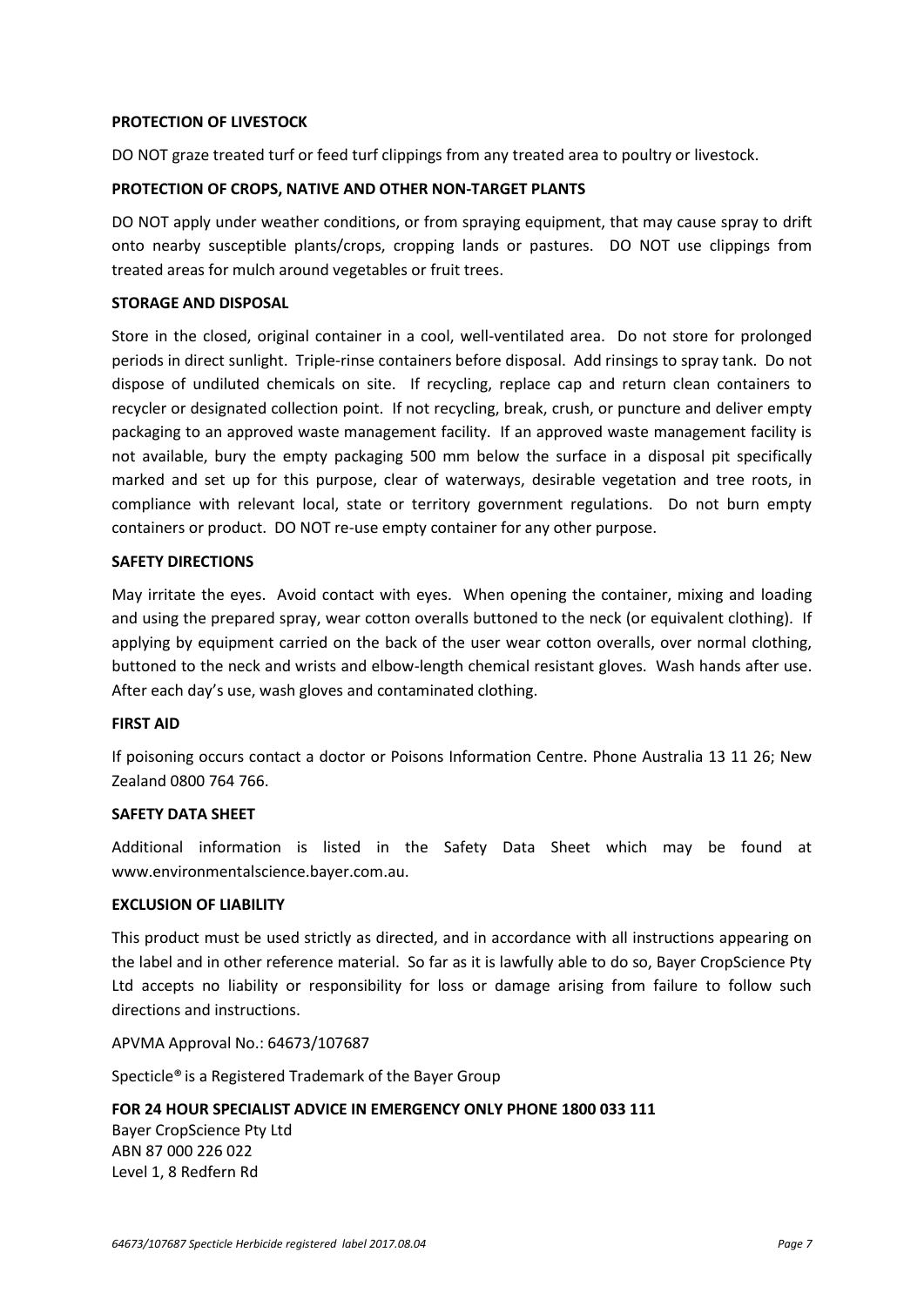## PROTECTION OF LIVESTOCK

DO NOT graze treated turf or feed turf clippings from any treated area to poultry or livestock.

## PROTECTION OF CROPS, NATIVE AND OTHER NON-TARGET PLANTS

DO NOT apply under weather conditions, or from spraying equipment, that may cause spray to drift onto nearby susceptible plants/crops, cropping lands or pastures. DO NOT use clippings from treated areas for mulch around vegetables or fruit trees.

## STORAGE AND DISPOSAL

Store in the closed, original container in a cool, well-ventilated area. Do not store for prolonged periods in direct sunlight. Triple-rinse containers before disposal. Add rinsings to spray tank. Do not dispose of undiluted chemicals on site. If recycling, replace cap and return clean containers to recycler or designated collection point. If not recycling, break, crush, or puncture and deliver empty packaging to an approved waste management facility. If an approved waste management facility is not available, bury the empty packaging 500 mm below the surface in a disposal pit specifically marked and set up for this purpose, clear of waterways, desirable vegetation and tree roots, in compliance with relevant local, state or territory government regulations. Do not burn empty containers or product. DO NOT re-use empty container for any other purpose.

## SAFETY DIRECTIONS

May irritate the eyes. Avoid contact with eyes. When opening the container, mixing and loading and using the prepared spray, wear cotton overalls buttoned to the neck (or equivalent clothing). If applying by equipment carried on the back of the user wear cotton overalls, over normal clothing, buttoned to the neck and wrists and elbow-length chemical resistant gloves. Wash hands after use. After each day's use, wash gloves and contaminated clothing.

## FIRST AID

If poisoning occurs contact a doctor or Poisons Information Centre. Phone Australia 13 11 26; New Zealand 0800 764 766.

## SAFETY DATA SHEET

Additional information is listed in the Safety Data Sheet which may be found at www.environmentalscience.bayer.com.au.

## EXCLUSION OF LIABILITY

This product must be used strictly as directed, and in accordance with all instructions appearing on the label and in other reference material. So far as it is lawfully able to do so, Bayer CropScience Pty Ltd accepts no liability or responsibility for loss or damage arising from failure to follow such directions and instructions.

APVMA Approval No.: 64673/107687

Specticle® is a Registered Trademark of the Bayer Group

**FOR 24 HOUR SPECIALIST ADVICE IN EMERGENCY ONLY PHONE 1800 033 111**

Bayer CropScience Pty Ltd
ABN 87 000 226 022
Level 1, 8 Redfern Rd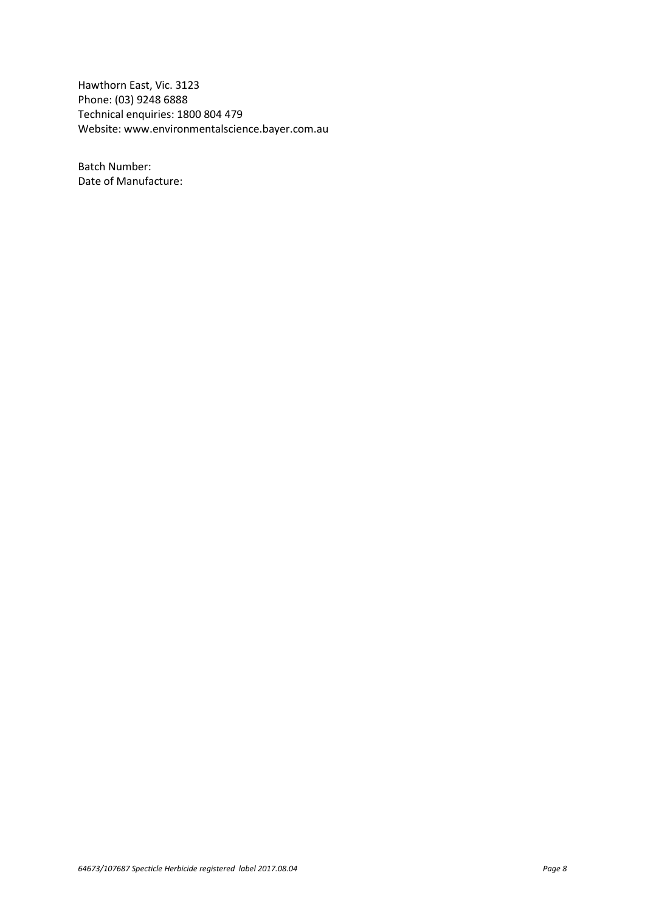Hawthorn East, Vic. 3123
Phone: (03) 9248 6888
Technical enquiries: 1800 804 479
Website: www.environmentalscience.bayer.com.au

Batch Number:
Date of Manufacture: